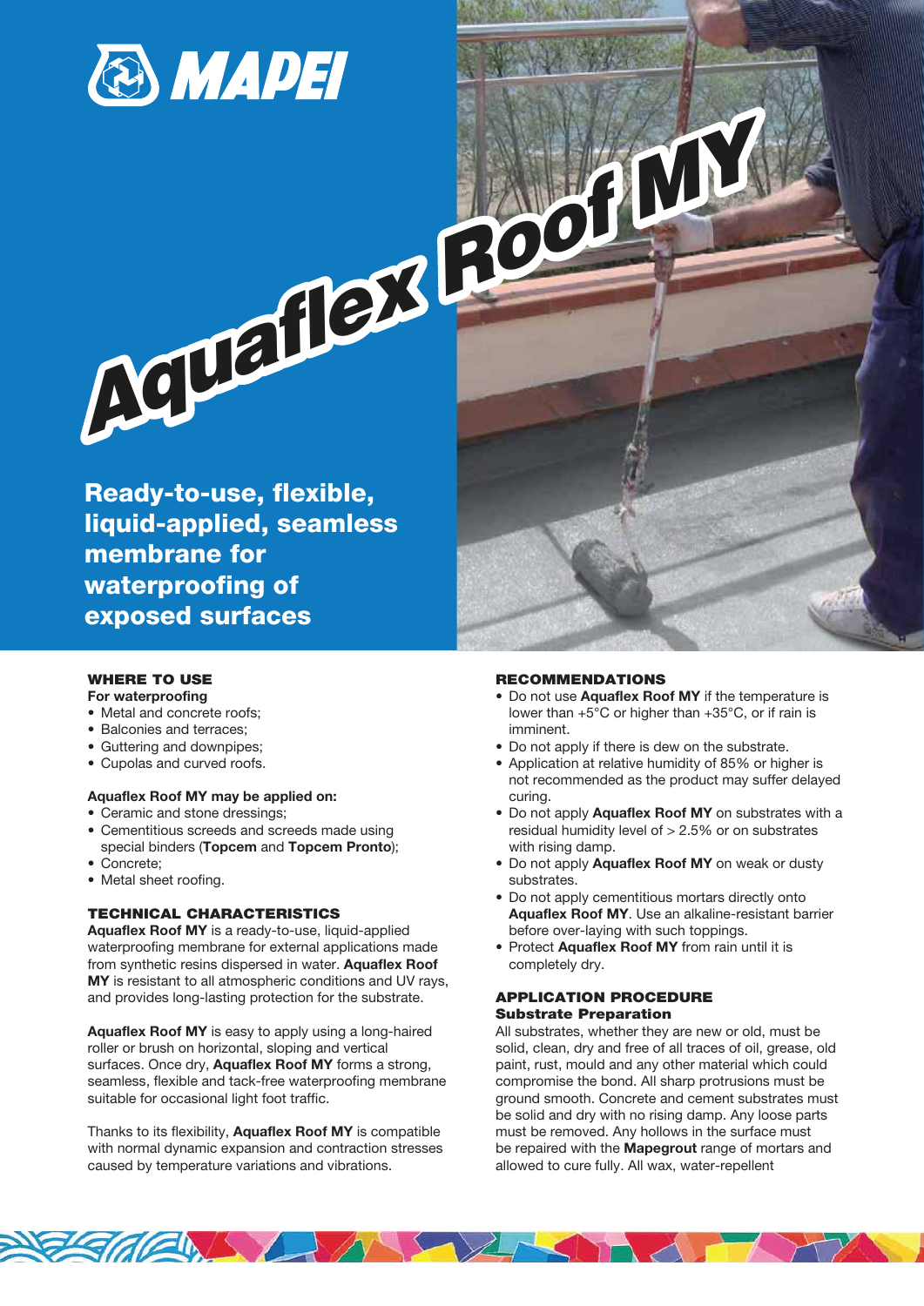# Aquaflex Roof MY

## Ready-to-use, flexible, liquid-applied, seamless membrane for waterproofing of exposed surfaces

### WHERE TO USE

**For waterproofing**

- Metal and concrete roofs;
- Balconies and terraces;
- Guttering and downpipes;
- Cupolas and curved roofs.

**Aquaflex Roof MY may be applied on:**

- Ceramic and stone dressings;
- Cementitious screeds and screeds made using special binders (**Topcem** and **Topcem Pronto**);
- Concrete;
- Metal sheet roofing.

### TECHNICAL CHARACTERISTICS

**Aquaflex Roof MY** is a ready-to-use, liquid-applied waterproofing membrane for external applications made from synthetic resins dispersed in water. **Aquaflex Roof MY** is resistant to all atmospheric conditions and UV rays, and provides long-lasting protection for the substrate.

**Aquaflex Roof MY** is easy to apply using a long-haired roller or brush on horizontal, sloping and vertical surfaces. Once dry, **Aquaflex Roof MY** forms a strong, seamless, flexible and tack-free waterproofing membrane suitable for occasional light foot traffic.

Thanks to its flexibility, **Aquaflex Roof MY** is compatible with normal dynamic expansion and contraction stresses caused by temperature variations and vibrations.

### RECOMMENDATIONS

- Do not use **Aquaflex Roof MY** if the temperature is lower than +5°C or higher than +35°C, or if rain is imminent.
- Do not apply if there is dew on the substrate.
- Application at relative humidity of 85% or higher is not recommended as the product may suffer delayed curing.
- Do not apply **Aquaflex Roof MY** on substrates with a residual humidity level of > 2.5% or on substrates with rising damp.
- Do not apply **Aquaflex Roof MY** on weak or dusty substrates.
- Do not apply cementitious mortars directly onto **Aquaflex Roof MY**. Use an alkaline-resistant barrier before over-laying with such toppings.
- Protect **Aquaflex Roof MY** from rain until it is completely dry.

### APPLICATION PROCEDURE

#### Substrate Preparation

All substrates, whether they are new or old, must be solid, clean, dry and free of all traces of oil, grease, old paint, rust, mould and any other material which could compromise the bond. All sharp protrusions must be ground smooth. Concrete and cement substrates must be solid and dry with no rising damp. Any loose parts must be removed. Any hollows in the surface must be repaired with the **Mapegrout** range of mortars and allowed to cure fully. All wax, water-repellent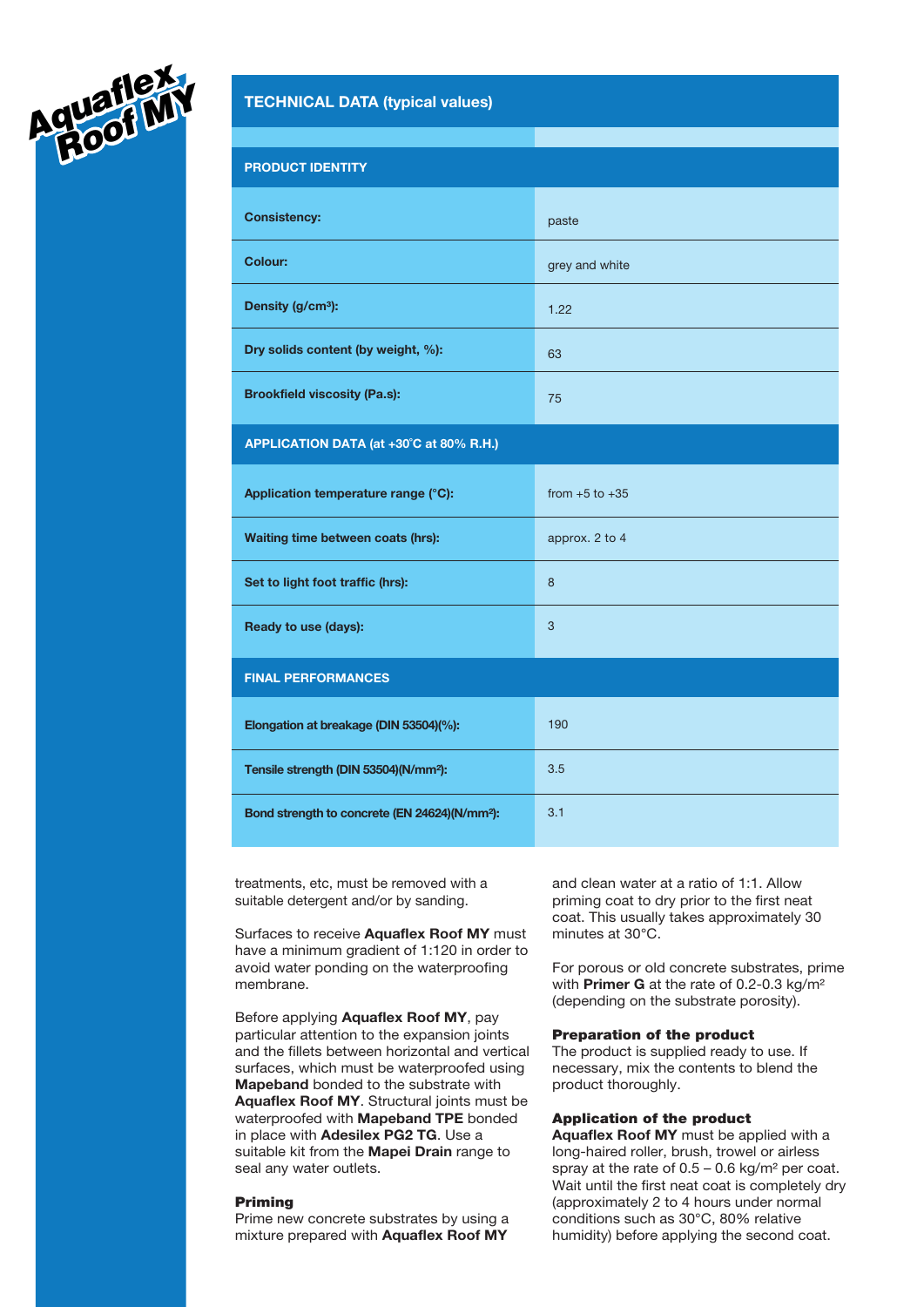## TECHNICAL DATA (typical values)

| | |
|---|---|
| **PRODUCT IDENTITY** | |
| **Consistency:** | paste |
| **Colour:** | grey and white |
| **Density (g/cm³):** | 1.22 |
| **Dry solids content (by weight, %):** | 63 |
| **Brookfield viscosity (Pa.s):** | 75 |
| **APPLICATION DATA (at +30°C at 80% R.H.)** | |
| **Application temperature range (°C):** | from +5 to +35 |
| **Waiting time between coats (hrs):** | approx. 2 to 4 |
| **Set to light foot traffic (hrs):** | 8 |
| **Ready to use (days):** | 3 |
| **FINAL PERFORMANCES** | |
| **Elongation at breakage (DIN 53504)(%):** | 190 |
| **Tensile strength (DIN 53504)(N/mm²):** | 3.5 |
| **Bond strength to concrete (EN 24624)(N/mm²):** | 3.1 |

treatments, etc, must be removed with a suitable detergent and/or by sanding.

Surfaces to receive **Aquaflex Roof MY** must have a minimum gradient of 1:120 in order to avoid water ponding on the waterproofing membrane.

Before applying **Aquaflex Roof MY**, pay particular attention to the expansion joints and the fillets between horizontal and vertical surfaces, which must be waterproofed using **Mapeband** bonded to the substrate with **Aquaflex Roof MY**. Structural joints must be waterproofed with **Mapeband TPE** bonded in place with **Adesilex PG2 TG**. Use a suitable kit from the **Mapei Drain** range to seal any water outlets.

### Priming

Prime new concrete substrates by using a mixture prepared with **Aquaflex Roof MY** and clean water at a ratio of 1:1. Allow priming coat to dry prior to the first neat coat. This usually takes approximately 30 minutes at 30°C.

For porous or old concrete substrates, prime with **Primer G** at the rate of 0.2-0.3 kg/m² (depending on the substrate porosity).

### Preparation of the product

The product is supplied ready to use. If necessary, mix the contents to blend the product thoroughly.

### Application of the product

**Aquaflex Roof MY** must be applied with a long-haired roller, brush, trowel or airless spray at the rate of 0.5 – 0.6 kg/m² per coat. Wait until the first neat coat is completely dry (approximately 2 to 4 hours under normal conditions such as 30°C, 80% relative humidity) before applying the second coat.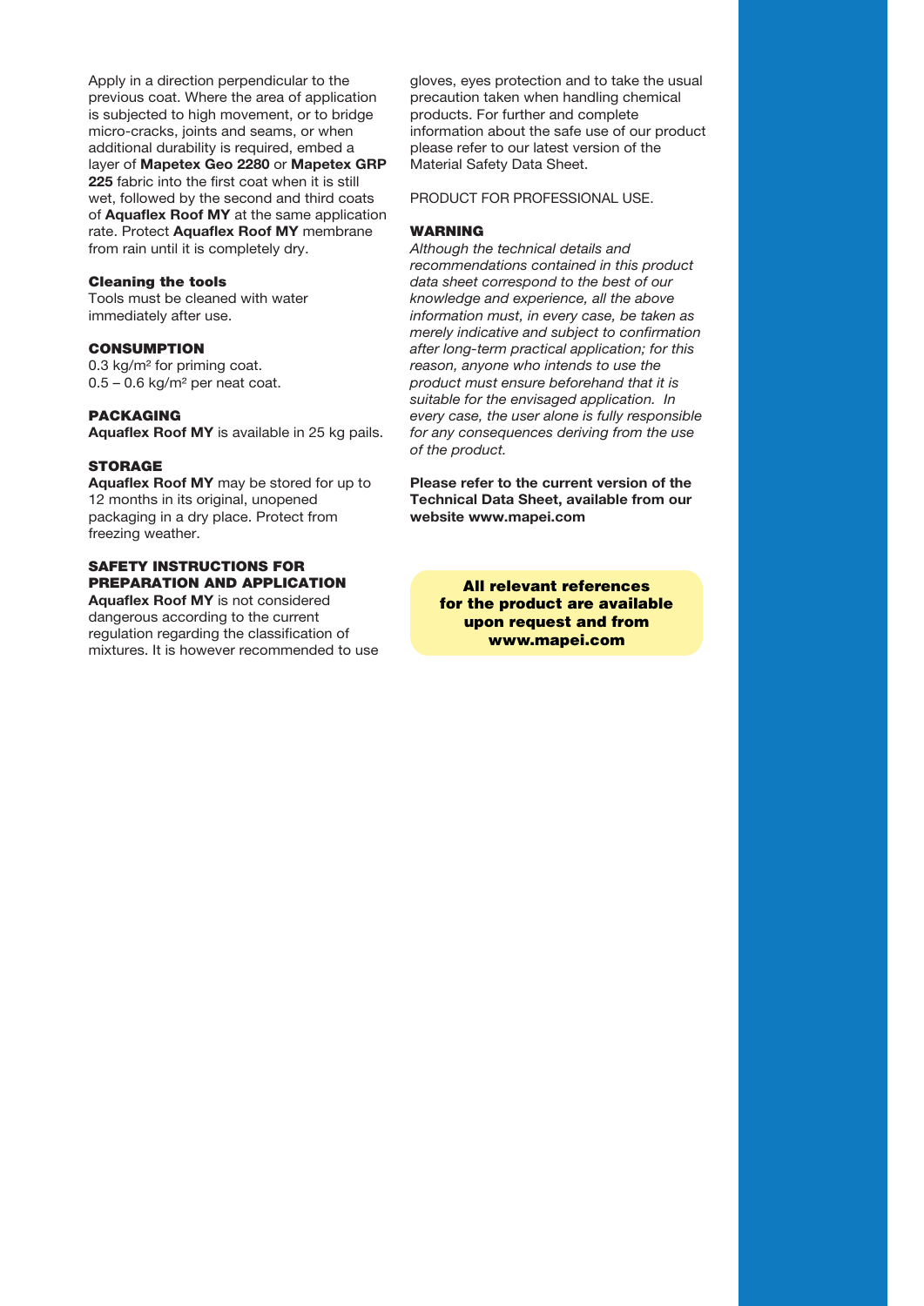Apply in a direction perpendicular to the previous coat. Where the area of application is subjected to high movement, or to bridge micro-cracks, joints and seams, or when additional durability is required, embed a layer of **Mapetex Geo 2280** or **Mapetex GRP 225** fabric into the first coat when it is still wet, followed by the second and third coats of **Aquaflex Roof MY** at the same application rate. Protect **Aquaflex Roof MY** membrane from rain until it is completely dry.

#### Cleaning the tools

Tools must be cleaned with water immediately after use.

### CONSUMPTION

0.3 kg/m² for priming coat.
0.5 – 0.6 kg/m² per neat coat.

### PACKAGING

**Aquaflex Roof MY** is available in 25 kg pails.

### STORAGE

**Aquaflex Roof MY** may be stored for up to 12 months in its original, unopened packaging in a dry place. Protect from freezing weather.

### SAFETY INSTRUCTIONS FOR PREPARATION AND APPLICATION

**Aquaflex Roof MY** is not considered dangerous according to the current regulation regarding the classification of mixtures. It is however recommended to use gloves, eyes protection and to take the usual precaution taken when handling chemical products. For further and complete information about the safe use of our product please refer to our latest version of the Material Safety Data Sheet.

PRODUCT FOR PROFESSIONAL USE.

### WARNING

*Although the technical details and recommendations contained in this product data sheet correspond to the best of our knowledge and experience, all the above information must, in every case, be taken as merely indicative and subject to confirmation after long-term practical application; for this reason, anyone who intends to use the product must ensure beforehand that it is suitable for the envisaged application. In every case, the user alone is fully responsible for any consequences deriving from the use of the product.*

**Please refer to the current version of the Technical Data Sheet, available from our website www.mapei.com**

**All relevant references for the product are available upon request and from www.mapei.com**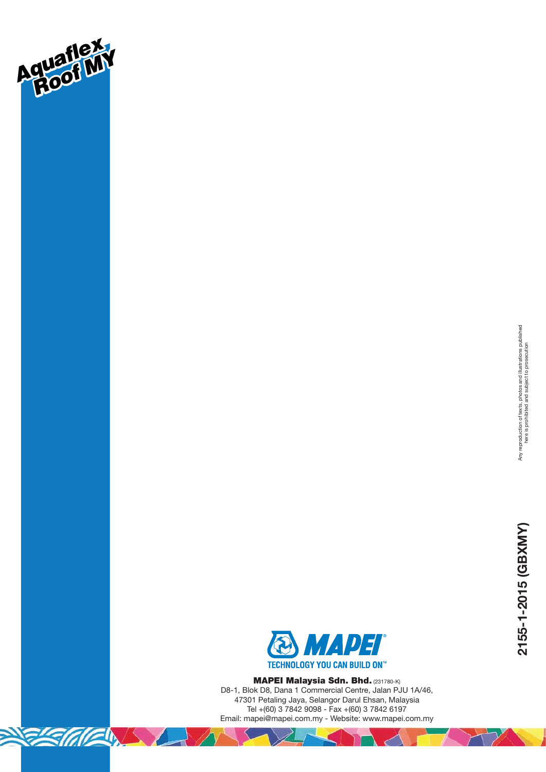Aquaflex Roof MY

TECHNOLOGY YOU CAN BUILD ON™

**MAPEI Malaysia Sdn. Bhd.** (231780-K)
D8-1, Blok D8, Dana 1 Commercial Centre, Jalan PJU 1A/46,
47301 Petaling Jaya, Selangor Darul Ehsan, Malaysia
Tel +(60) 3 7842 9098 - Fax +(60) 3 7842 6197
Email: mapei@mapei.com.my - Website: www.mapei.com.my

Any reproduction of texts, photos and illustrations published here is prohibited and subject to prosecution

**2155-1-2015 (GBXMY)**